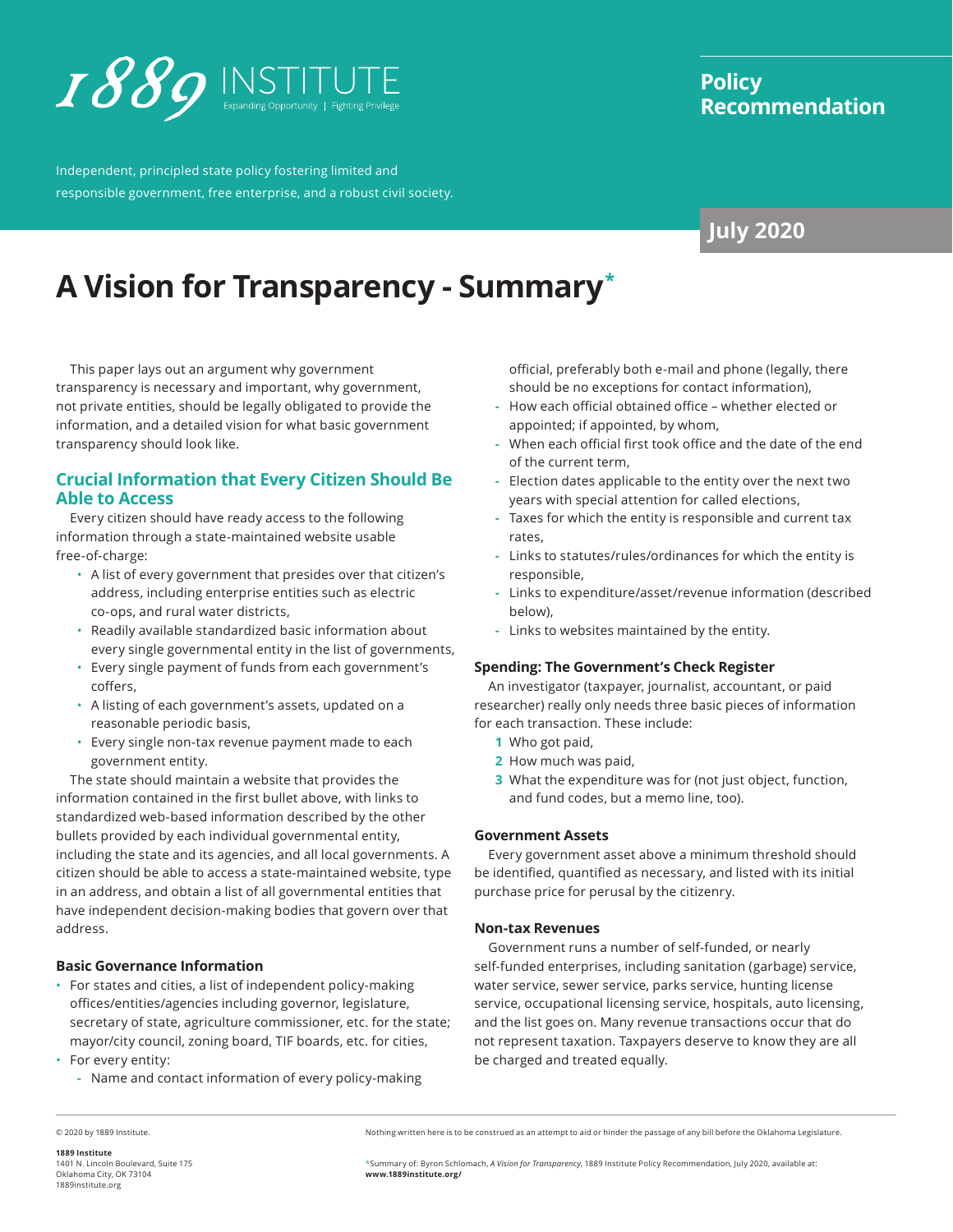# 1889 INSTITUTE

Expanding Opportunity | Fighting Privilege

Independent, principled state policy fostering limited and responsible government, free enterprise, and a robust civil society.

**Policy Recommendation**

**July 2020**

# A Vision for Transparency - Summary*

This paper lays out an argument why government transparency is necessary and important, why government, not private entities, should be legally obligated to provide the information, and a detailed vision for what basic government transparency should look like.

## Crucial Information that Every Citizen Should Be Able to Access

Every citizen should have ready access to the following information through a state-maintained website usable free-of-charge:

- A list of every government that presides over that citizen's address, including enterprise entities such as electric co-ops, and rural water districts,
- Readily available standardized basic information about every single governmental entity in the list of governments,
- Every single payment of funds from each government's coffers,
- A listing of each government's assets, updated on a reasonable periodic basis,
- Every single non-tax revenue payment made to each government entity.

The state should maintain a website that provides the information contained in the first bullet above, with links to standardized web-based information described by the other bullets provided by each individual governmental entity, including the state and its agencies, and all local governments. A citizen should be able to access a state-maintained website, type in an address, and obtain a list of all governmental entities that have independent decision-making bodies that govern over that address.

### Basic Governance Information

- For states and cities, a list of independent policy-making offices/entities/agencies including governor, legislature, secretary of state, agriculture commissioner, etc. for the state; mayor/city council, zoning board, TIF boards, etc. for cities,
- For every entity:
  - Name and contact information of every policy-making official, preferably both e-mail and phone (legally, there should be no exceptions for contact information),
  - How each official obtained office – whether elected or appointed; if appointed, by whom,
  - When each official first took office and the date of the end of the current term,
  - Election dates applicable to the entity over the next two years with special attention for called elections,
  - Taxes for which the entity is responsible and current tax rates,
  - Links to statutes/rules/ordinances for which the entity is responsible,
  - Links to expenditure/asset/revenue information (described below),
  - Links to websites maintained by the entity.

### Spending: The Government's Check Register

An investigator (taxpayer, journalist, accountant, or paid researcher) really only needs three basic pieces of information for each transaction. These include:

1. Who got paid,
2. How much was paid,
3. What the expenditure was for (not just object, function, and fund codes, but a memo line, too).

### Government Assets

Every government asset above a minimum threshold should be identified, quantified as necessary, and listed with its initial purchase price for perusal by the citizenry.

### Non-tax Revenues

Government runs a number of self-funded, or nearly self-funded enterprises, including sanitation (garbage) service, water service, sewer service, parks service, hunting license service, occupational licensing service, hospitals, auto licensing, and the list goes on. Many revenue transactions occur that do not represent taxation. Taxpayers deserve to know they are all be charged and treated equally.

---

© 2020 by 1889 Institute.

**1889 Institute**
1401 N. Lincoln Boulevard, Suite 175
Oklahoma City, OK 73104
1889institute.org

Nothing written here is to be construed as an attempt to aid or hinder the passage of any bill before the Oklahoma Legislature.

*Summary of: Byron Schlomach, *A Vision for Transparency*, 1889 Institute Policy Recommendation, July 2020, available at: **www.1889institute.org/**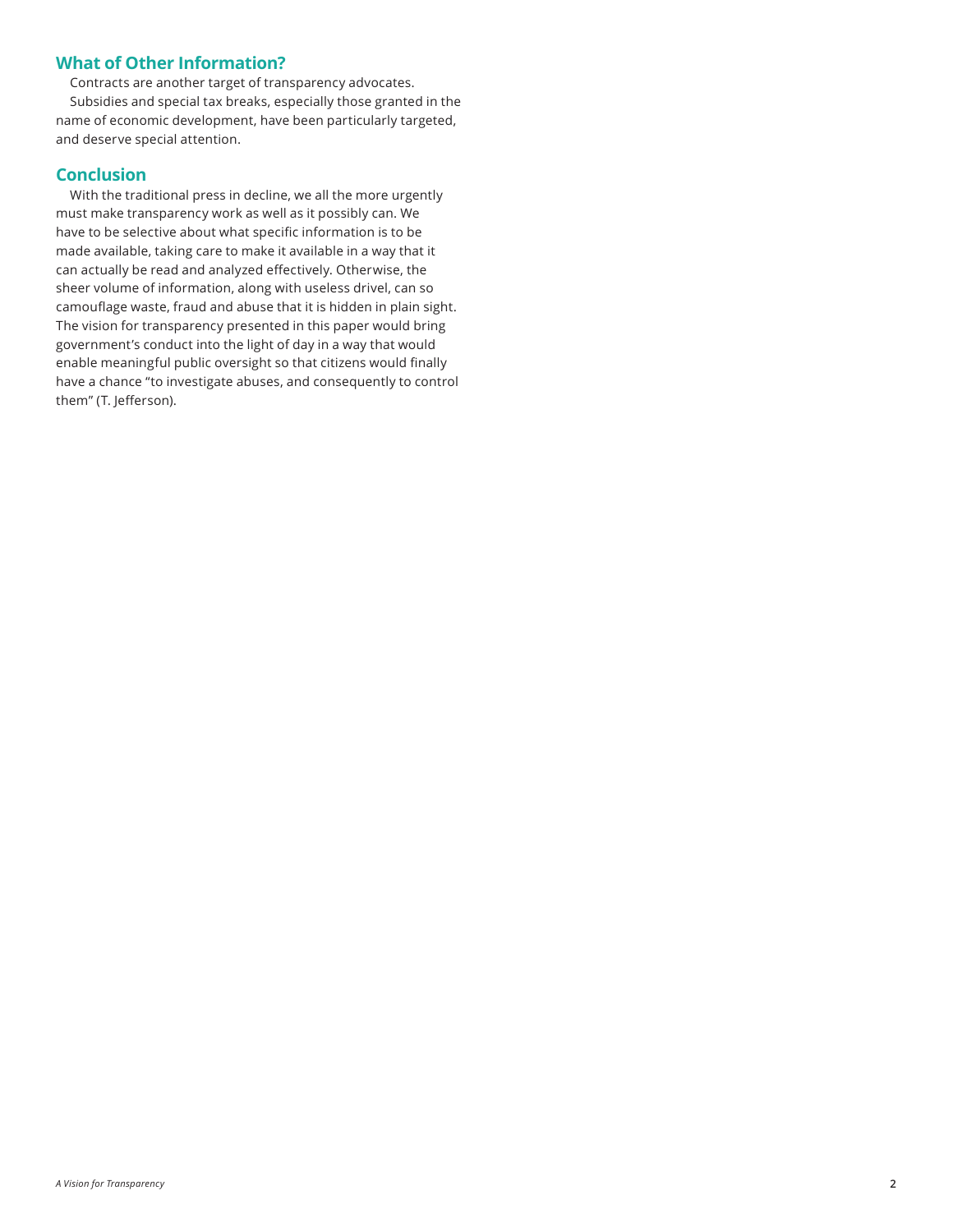## What of Other Information?

Contracts are another target of transparency advocates.

Subsidies and special tax breaks, especially those granted in the name of economic development, have been particularly targeted, and deserve special attention.

## Conclusion

With the traditional press in decline, we all the more urgently must make transparency work as well as it possibly can. We have to be selective about what specific information is to be made available, taking care to make it available in a way that it can actually be read and analyzed effectively. Otherwise, the sheer volume of information, along with useless drivel, can so camouflage waste, fraud and abuse that it is hidden in plain sight. The vision for transparency presented in this paper would bring government's conduct into the light of day in a way that would enable meaningful public oversight so that citizens would finally have a chance "to investigate abuses, and consequently to control them" (T. Jefferson).